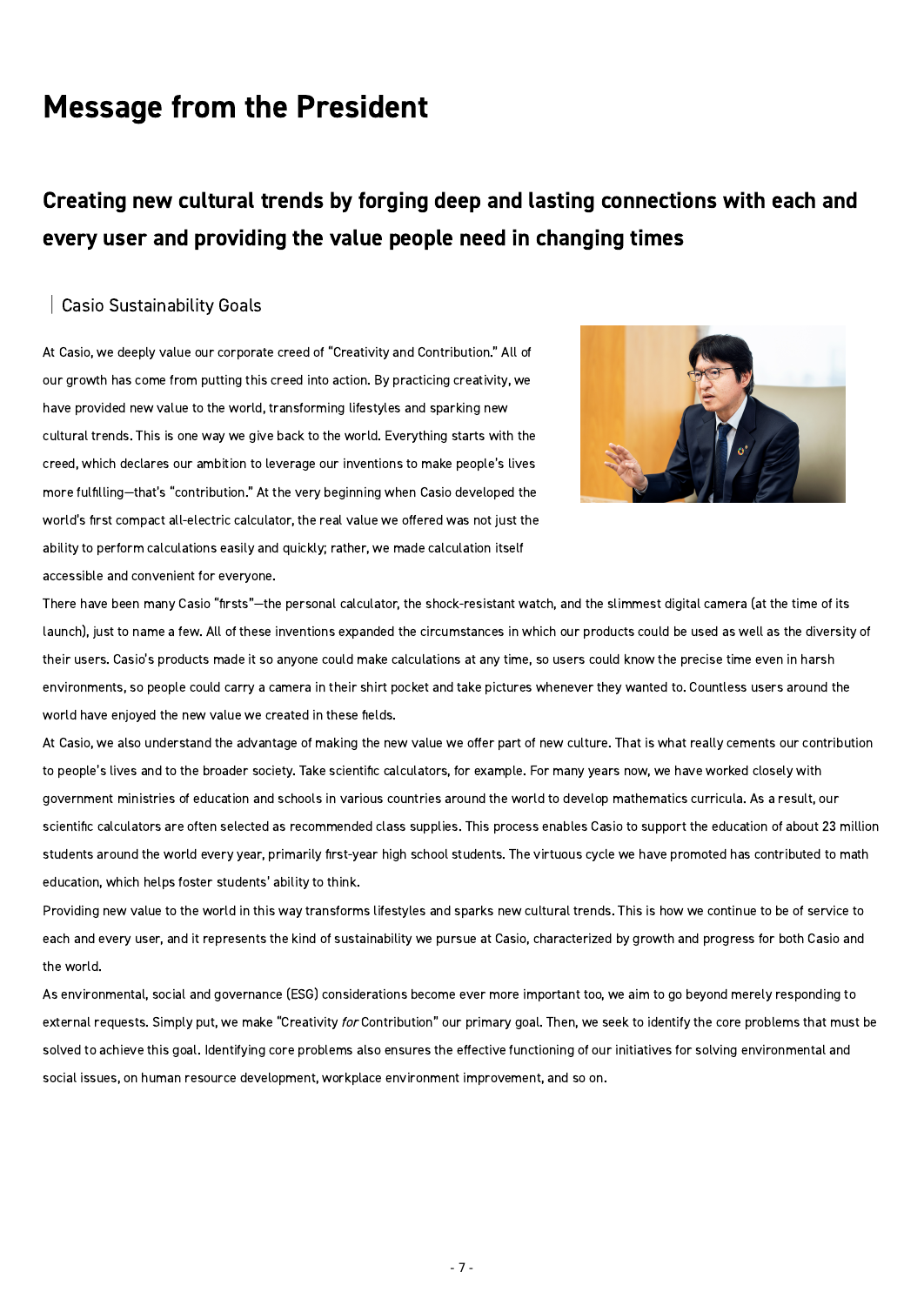# Message from the President

## Creating new cultural trends by forging deep and lasting connections with each and every user and providing the value people need in changing times

### Casio Sustainability Goals

At Casio, we deeply value our corporate creed of "Creativity and Contribution." All of our growth has come from putting this creed into action. By practicing creativity, we have provided new value to the world, transforming lifestyles and sparking new cultural trends. This is one way we give back to the world. Everything starts with the creed, which declares our ambition to leverage our inventions to make people's lives more fulfilling—that's "contribution." At the very beginning when Casio developed the world's first compact all-electric calculator, the real value we offered was not just the ability to perform calculations easily and quickly; rather, we made calculation itself accessible and convenient for everyone.

There have been many Casio "firsts"—the personal calculator, the shock-resistant watch, and the slimmest digital camera (at the time of its launch), just to name a few. All of these inventions expanded the circumstances in which our products could be used as well as the diversity of their users. Casio's products made it so anyone could make calculations at any time, so users could know the precise time even in harsh environments, so people could carry a camera in their shirt pocket and take pictures whenever they wanted to. Countless users around the world have enjoyed the new value we created in these fields.

At Casio, we also understand the advantage of making the new value we offer part of new culture. That is what really cements our contribution to people's lives and to the broader society. Take scientific calculators, for example. For many years now, we have worked closely with government ministries of education and schools in various countries around the world to develop mathematics curricula. As a result, our scientific calculators are often selected as recommended class supplies. This process enables Casio to support the education of about 23 million students around the world every year, primarily first-year high school students. The virtuous cycle we have promoted has contributed to math education, which helps foster students' ability to think.

Providing new value to the world in this way transforms lifestyles and sparks new cultural trends. This is how we continue to be of service to each and every user, and it represents the kind of sustainability we pursue at Casio, characterized by growth and progress for both Casio and the world.

As environmental, social and governance (ESG) considerations become ever more important too, we aim to go beyond merely responding to external requests. Simply put, we make "Creativity *for* Contribution" our primary goal. Then, we seek to identify the core problems that must be solved to achieve this goal. Identifying core problems also ensures the effective functioning of our initiatives for solving environmental and social issues, on human resource development, workplace environment improvement, and so on.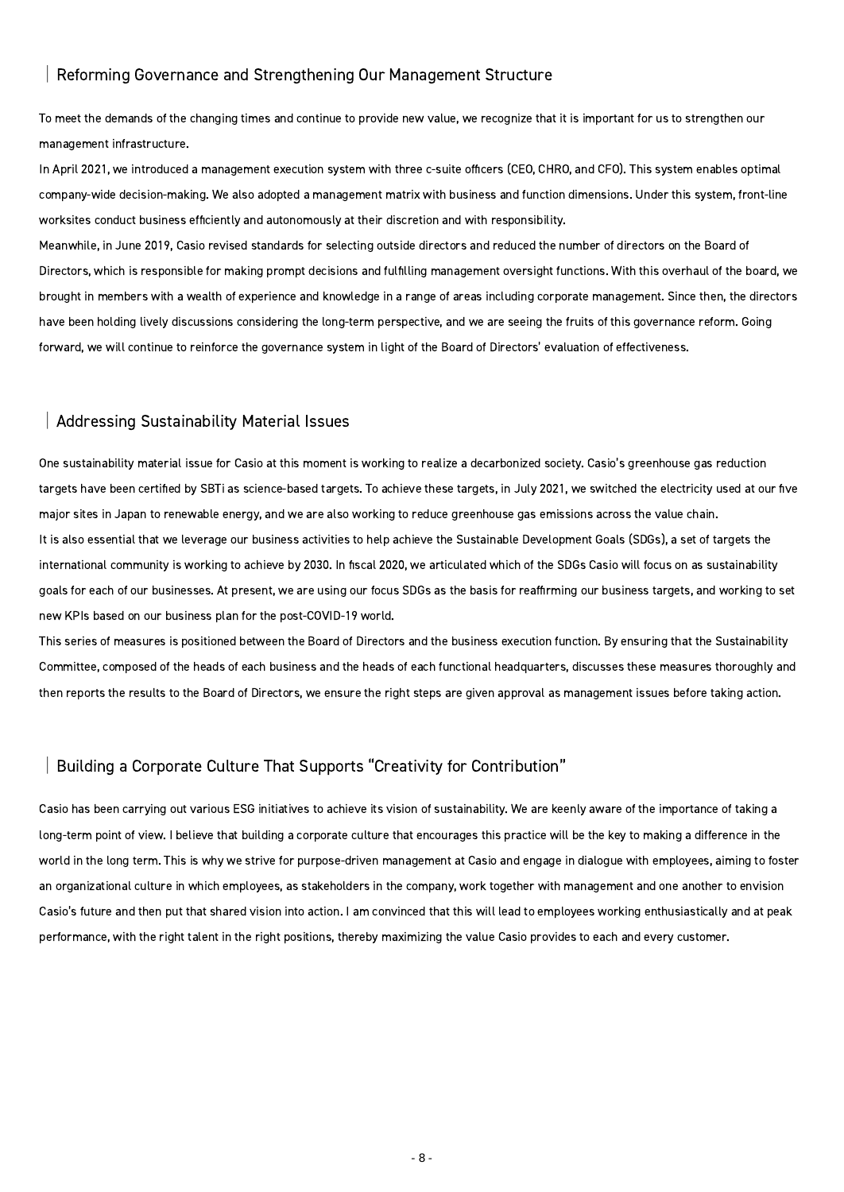## Reforming Governance and Strengthening Our Management Structure

To meet the demands of the changing times and continue to provide new value, we recognize that it is important for us to strengthen our management infrastructure.

In April 2021, we introduced a management execution system with three c-suite officers (CEO, CHRO, and CFO). This system enables optimal company-wide decision-making. We also adopted a management matrix with business and function dimensions. Under this system, front-line worksites conduct business efficiently and autonomously at their discretion and with responsibility.

Meanwhile, in June 2019, Casio revised standards for selecting outside directors and reduced the number of directors on the Board of Directors, which is responsible for making prompt decisions and fulfilling management oversight functions. With this overhaul of the board, we brought in members with a wealth of experience and knowledge in a range of areas including corporate management. Since then, the directors have been holding lively discussions considering the long-term perspective, and we are seeing the fruits of this governance reform. Going forward, we will continue to reinforce the governance system in light of the Board of Directors' evaluation of effectiveness.

## Addressing Sustainability Material Issues

One sustainability material issue for Casio at this moment is working to realize a decarbonized society. Casio's greenhouse gas reduction targets have been certified by SBTi as science-based targets. To achieve these targets, in July 2021, we switched the electricity used at our five major sites in Japan to renewable energy, and we are also working to reduce greenhouse gas emissions across the value chain.

It is also essential that we leverage our business activities to help achieve the Sustainable Development Goals (SDGs), a set of targets the international community is working to achieve by 2030. In fiscal 2020, we articulated which of the SDGs Casio will focus on as sustainability goals for each of our businesses. At present, we are using our focus SDGs as the basis for reaffirming our business targets, and working to set new KPIs based on our business plan for the post-COVID-19 world.

This series of measures is positioned between the Board of Directors and the business execution function. By ensuring that the Sustainability Committee, composed of the heads of each business and the heads of each functional headquarters, discusses these measures thoroughly and then reports the results to the Board of Directors, we ensure the right steps are given approval as management issues before taking action.

## Building a Corporate Culture That Supports "Creativity for Contribution"

Casio has been carrying out various ESG initiatives to achieve its vision of sustainability. We are keenly aware of the importance of taking a long-term point of view. I believe that building a corporate culture that encourages this practice will be the key to making a difference in the world in the long term. This is why we strive for purpose-driven management at Casio and engage in dialogue with employees, aiming to foster an organizational culture in which employees, as stakeholders in the company, work together with management and one another to envision Casio's future and then put that shared vision into action. I am convinced that this will lead to employees working enthusiastically and at peak performance, with the right talent in the right positions, thereby maximizing the value Casio provides to each and every customer.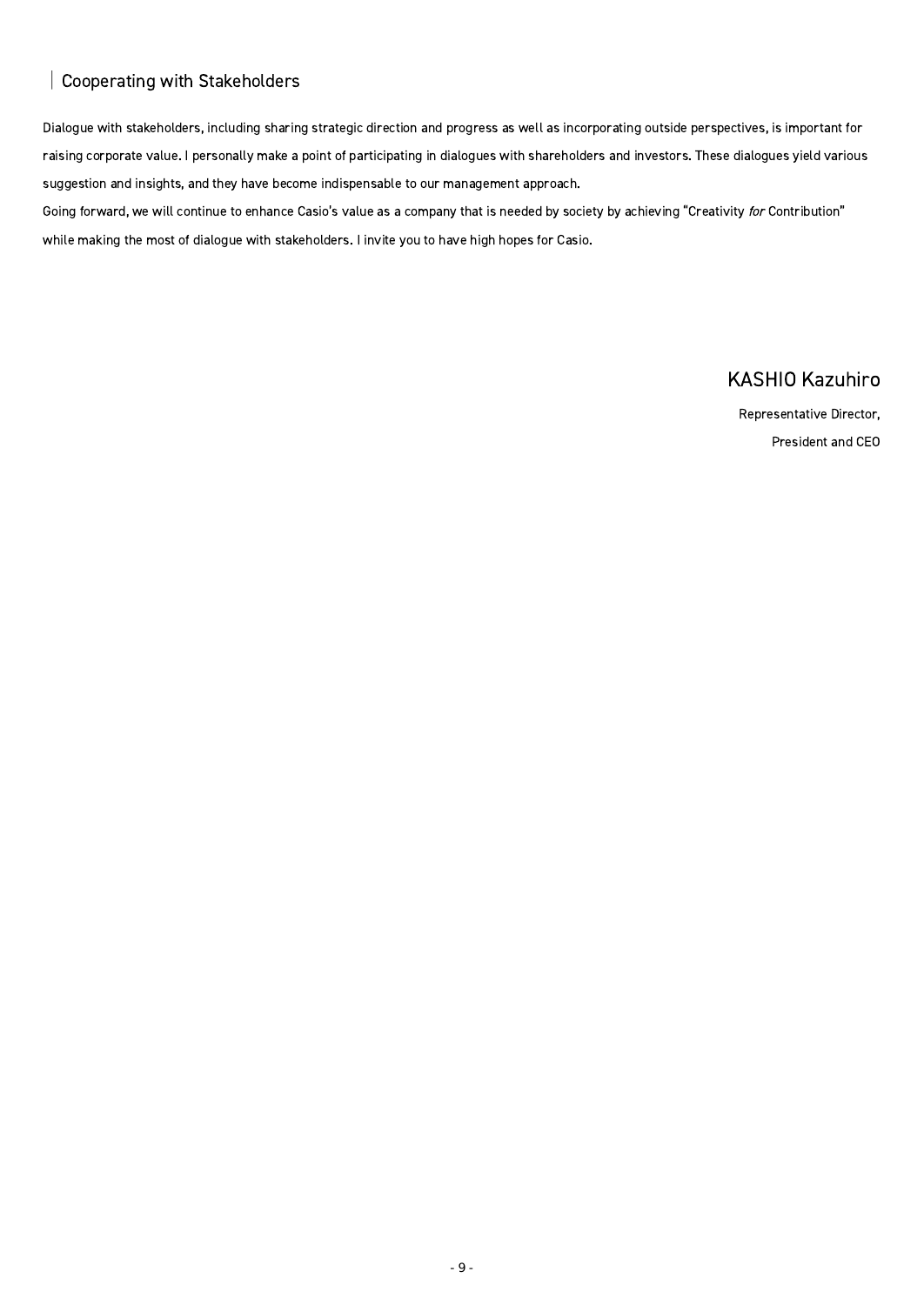## Cooperating with Stakeholders

Dialogue with stakeholders, including sharing strategic direction and progress as well as incorporating outside perspectives, is important for raising corporate value. I personally make a point of participating in dialogues with shareholders and investors. These dialogues yield various suggestion and insights, and they have become indispensable to our management approach.

Going forward, we will continue to enhance Casio's value as a company that is needed by society by achieving "Creativity *for* Contribution" while making the most of dialogue with stakeholders. I invite you to have high hopes for Casio.

KASHIO Kazuhiro

Representative Director,

President and CEO